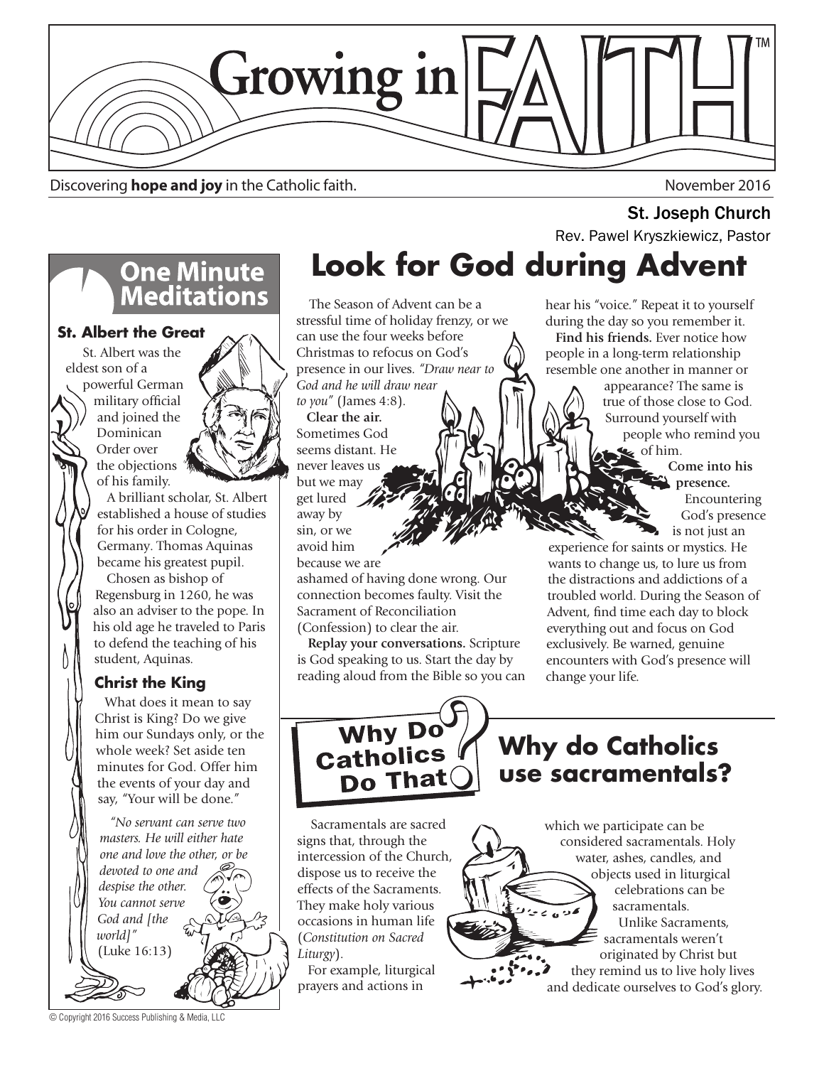# Growing in FAITH™

Discovering **hope and joy** in the Catholic faith.

November 2016

St. Joseph Church

Rev. Pawel Kryszkiewicz, Pastor

## One Minute Meditations

### St. Albert the Great

St. Albert was the eldest son of a powerful German military official and joined the Dominican Order over the objections of his family.

A brilliant scholar, St. Albert established a house of studies for his order in Cologne, Germany. Thomas Aquinas became his greatest pupil.

Chosen as bishop of Regensburg in 1260, he was also an adviser to the pope. In his old age he traveled to Paris to defend the teaching of his student, Aquinas.

### Christ the King

What does it mean to say Christ is King? Do we give him our Sundays only, or the whole week? Set aside ten minutes for God. Offer him the events of your day and say, "Your will be done."

*"No servant can serve two masters. He will either hate one and love the other, or be devoted to one and despise the other. You cannot serve God and [the world]"* (Luke 16:13)

# Look for God during Advent

The Season of Advent can be a stressful time of holiday frenzy, or we can use the four weeks before Christmas to refocus on God's presence in our lives. *"Draw near to God and he will draw near to you"* (James 4:8).

**Clear the air.** Sometimes God seems distant. He never leaves us but we may get lured away by sin, or we avoid him because we are ashamed of having done wrong. Our connection becomes faulty. Visit the Sacrament of Reconciliation (Confession) to clear the air.

**Replay your conversations.** Scripture is God speaking to us. Start the day by reading aloud from the Bible so you can hear his "voice." Repeat it to yourself during the day so you remember it.

**Find his friends.** Ever notice how people in a long-term relationship resemble one another in manner or appearance? The same is true of those close to God. Surround yourself with people who remind you of him.

**Come into his presence.** Encountering God's presence is not just an experience for saints or mystics. He wants to change us, to lure us from the distractions and addictions of a troubled world. During the Season of Advent, find time each day to block everything out and focus on God exclusively. Be warned, genuine encounters with God's presence will change your life.

## Why Do Catholics Do That?

## Why do Catholics use sacramentals?

Sacramentals are sacred signs that, through the intercession of the Church, dispose us to receive the effects of the Sacraments. They make holy various occasions in human life (*Constitution on Sacred Liturgy*).

For example, liturgical prayers and actions in which we participate can be considered sacramentals. Holy water, ashes, candles, and objects used in liturgical celebrations can be sacramentals.

Unlike Sacraments, sacramentals weren't originated by Christ but they remind us to live holy lives and dedicate ourselves to God's glory.

© Copyright 2016 Success Publishing & Media, LLC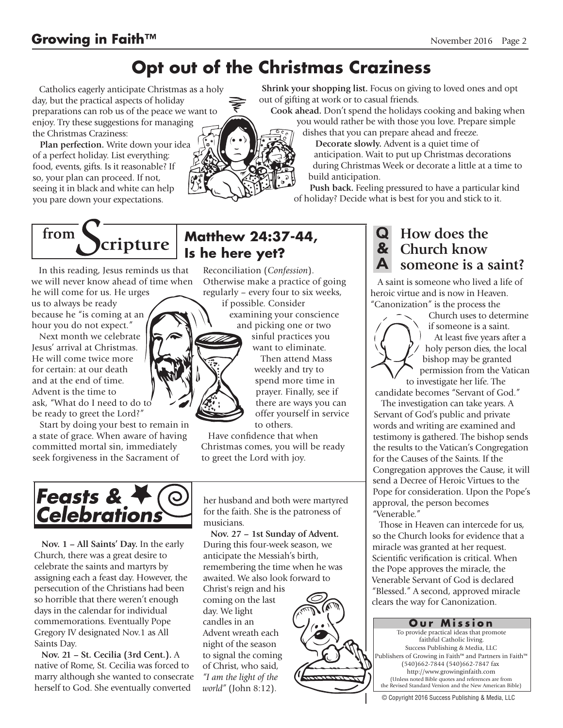# Opt out of the Christmas Craziness

Catholics eagerly anticipate Christmas as a holy day, but the practical aspects of holiday preparations can rob us of the peace we want to enjoy. Try these suggestions for managing the Christmas Craziness:

**Plan perfection.** Write down your idea of a perfect holiday. List everything: food, events, gifts. Is it reasonable? If so, your plan can proceed. If not, seeing it in black and white can help you pare down your expectations.

**Shrink your shopping list.** Focus on giving to loved ones and opt out of gifting at work or to casual friends.

**Cook ahead.** Don't spend the holidays cooking and baking when you would rather be with those you love. Prepare simple dishes that you can prepare ahead and freeze.

**Decorate slowly.** Advent is a quiet time of anticipation. Wait to put up Christmas decorations during Christmas Week or decorate a little at a time to build anticipation.

**Push back.** Feeling pressured to have a particular kind of holiday? Decide what is best for you and stick to it.

## from Scripture

### Matthew 24:37-44, Is he here yet?

In this reading, Jesus reminds us that we will never know ahead of time when he will come for us. He urges us to always be ready because he "is coming at an hour you do not expect."

Next month we celebrate Jesus' arrival at Christmas. He will come twice more for certain: at our death and at the end of time. Advent is the time to ask, "What do I need to do to be ready to greet the Lord?"

Start by doing your best to remain in a state of grace. When aware of having committed mortal sin, immediately seek forgiveness in the Sacrament of Reconciliation (*Confession*). Otherwise make a practice of going regularly – every four to six weeks, if possible. Consider examining your conscience and picking one or two sinful practices you want to eliminate.

Then attend Mass weekly and try to spend more time in prayer. Finally, see if there are ways you can offer yourself in service to others.

Have confidence that when Christmas comes, you will be ready to greet the Lord with joy.

## Q & A: How does the Church know someone is a saint?

A saint is someone who lived a life of heroic virtue and is now in Heaven. "Canonization" is the process the Church uses to determine if someone is a saint.

At least five years after a holy person dies, the local bishop may be granted permission from the Vatican to investigate her life. The candidate becomes "Servant of God."

The investigation can take years. A Servant of God's public and private words and writing are examined and testimony is gathered. The bishop sends the results to the Vatican's Congregation for the Causes of the Saints. If the Congregation approves the Cause, it will send a Decree of Heroic Virtues to the Pope for consideration. Upon the Pope's approval, the person becomes "Venerable."

Those in Heaven can intercede for us, so the Church looks for evidence that a miracle was granted at her request. Scientific verification is critical. When the Pope approves the miracle, the Venerable Servant of God is declared "Blessed." A second, approved miracle clears the way for Canonization.

## Feasts & Celebrations

**Nov. 1 – All Saints' Day.** In the early Church, there was a great desire to celebrate the saints and martyrs by assigning each a feast day. However, the persecution of the Christians had been so horrible that there weren't enough days in the calendar for individual commemorations. Eventually Pope Gregory IV designated Nov.1 as All Saints Day.

**Nov. 21 – St. Cecilia (3rd Cent.).** A native of Rome, St. Cecilia was forced to marry although she wanted to consecrate herself to God. She eventually converted her husband and both were martyred for the faith. She is the patroness of musicians.

**Nov. 27 – 1st Sunday of Advent.** During this four-week season, we anticipate the Messiah's birth, remembering the time when he was awaited. We also look forward to Christ's reign and his coming on the last day. We light candles in an Advent wreath each night of the season to signal the coming of Christ, who said, *"I am the light of the world"* (John 8:12).

**Our Mission**

To provide practical ideas that promote faithful Catholic living.
Success Publishing & Media, LLC
Publishers of Growing in Faith™ and Partners in Faith™
(540)662-7844 (540)662-7847 fax
http://www.growinginfaith.com
(Unless noted Bible quotes and references are from the Revised Standard Version and the New American Bible)

© Copyright 2016 Success Publishing & Media, LLC